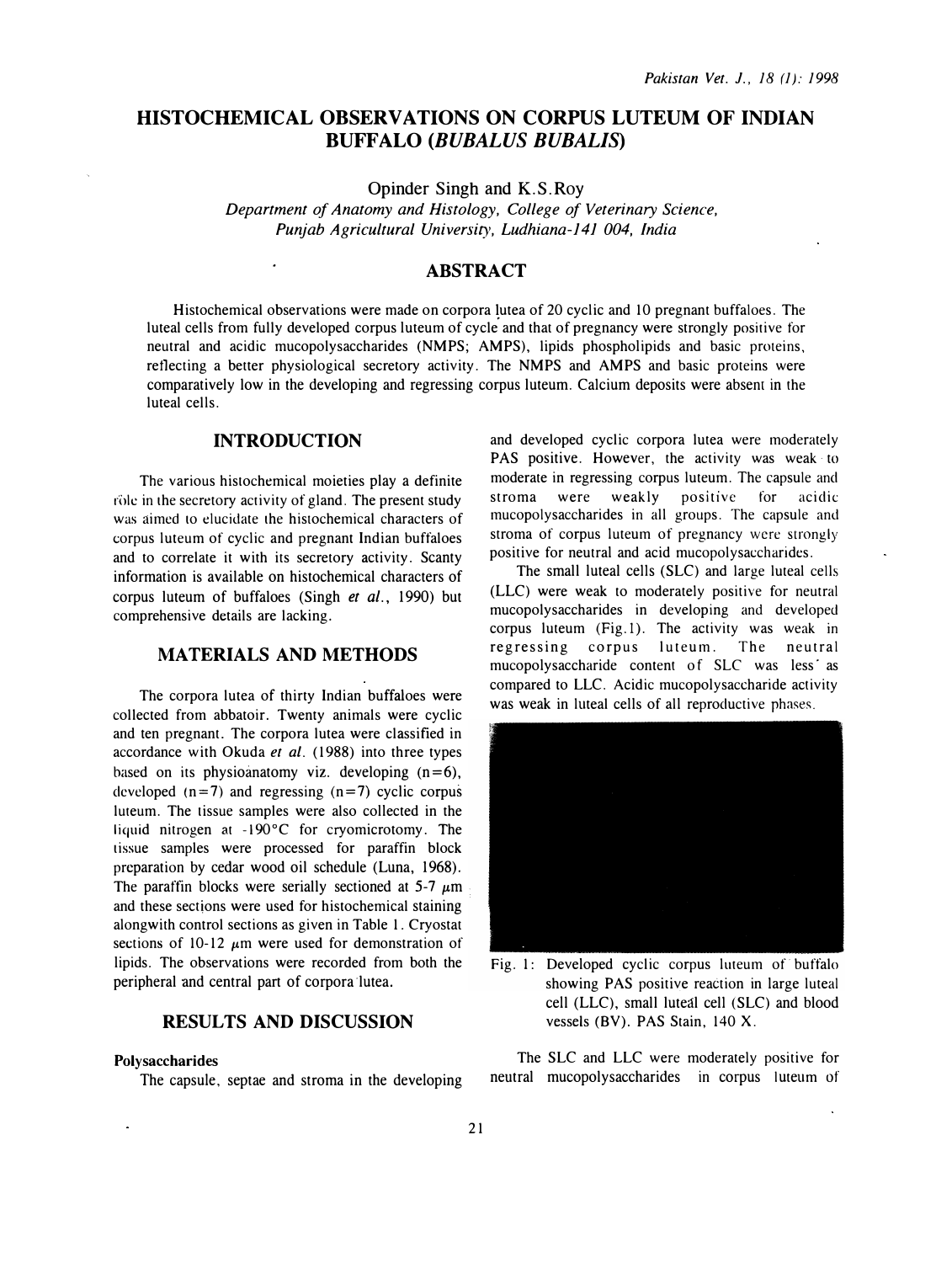# HISTOCHEMICAL OBSERVATIONS ON CORPUS LUTEUM OF INDIAN BUFFALO (*BUBALUS BUBALIS*)

Opinder Singh and K.S.Roy

*Department of Anatomy and Histology, College of Veterinary Science, Punjab Agricultural University, Ludhiana-141 004, India*

## ABSTRACT

Histochemical observations were made on corpora lutea of 20 cyclic and 10 pregnant buffaloes. The luteal cells from fully developed corpus luteum of cycle and that of pregnancy were strongly positive for neutral and acidic mucopolysaccharides (NMPS; AMPS), lipids phospholipids and basic proteins, reflecting a better physiological secretory activity. The NMPS and AMPS and basic proteins were comparatively low in the developing and regressing corpus luteum. Calcium deposits were absent in the luteal cells.

## INTRODUCTION

The various histochemical moieties play a definite rôle in the secretory activity of gland. The present study was aimed to elucidate the histochemical characters of corpus luteum of cyclic and pregnant Indian buffaloes and to correlate it with its secretory activity. Scanty information is available on histochemical characters of corpus luteum of buffaloes (Singh *et al.*, 1990) but comprehensive details are lacking.

## MATERIALS AND METHODS

The corpora lutea of thirty Indian buffaloes were collected from abbatoir. Twenty animals were cyclic and ten pregnant. The corpora lutea were classified in accordance with Okuda *et al.* (1988) into three types based on its physioanatomy viz. developing (n=6), developed (n=7) and regressing (n=7) cyclic corpus luteum. The tissue samples were also collected in the liquid nitrogen at -190°C for cryomicrotomy. The tissue samples were processed for paraffin block preparation by cedar wood oil schedule (Luna, 1968). The paraffin blocks were serially sectioned at 5-7 μm and these sections were used for histochemical staining alongwith control sections as given in Table 1. Cryostat sections of 10-12 μm were used for demonstration of lipids. The observations were recorded from both the peripheral and central part of corpora lutea.

## RESULTS AND DISCUSSION

### Polysaccharides

The capsule, septae and stroma in the developing and developed cyclic corpora lutea were moderately PAS positive. However, the activity was weak to moderate in regressing corpus luteum. The capsule and stroma were weakly positive for acidic mucopolysaccharides in all groups. The capsule and stroma of corpus luteum of pregnancy were strongly positive for neutral and acid mucopolysaccharides.

The small luteal cells (SLC) and large luteal cells (LLC) were weak to moderately positive for neutral mucopolysaccharides in developing and developed corpus luteum (Fig.1). The activity was weak in regressing corpus luteum. The neutral mucopolysaccharide content of SLC was less as compared to LLC. Acidic mucopolysaccharide activity was weak in luteal cells of all reproductive phases.

Fig. 1: Developed cyclic corpus luteum of buffalo showing PAS positive reaction in large luteal cell (LLC), small luteal cell (SLC) and blood vessels (BV). PAS Stain, 140 X.

The SLC and LLC were moderately positive for neutral mucopolysaccharides in corpus luteum of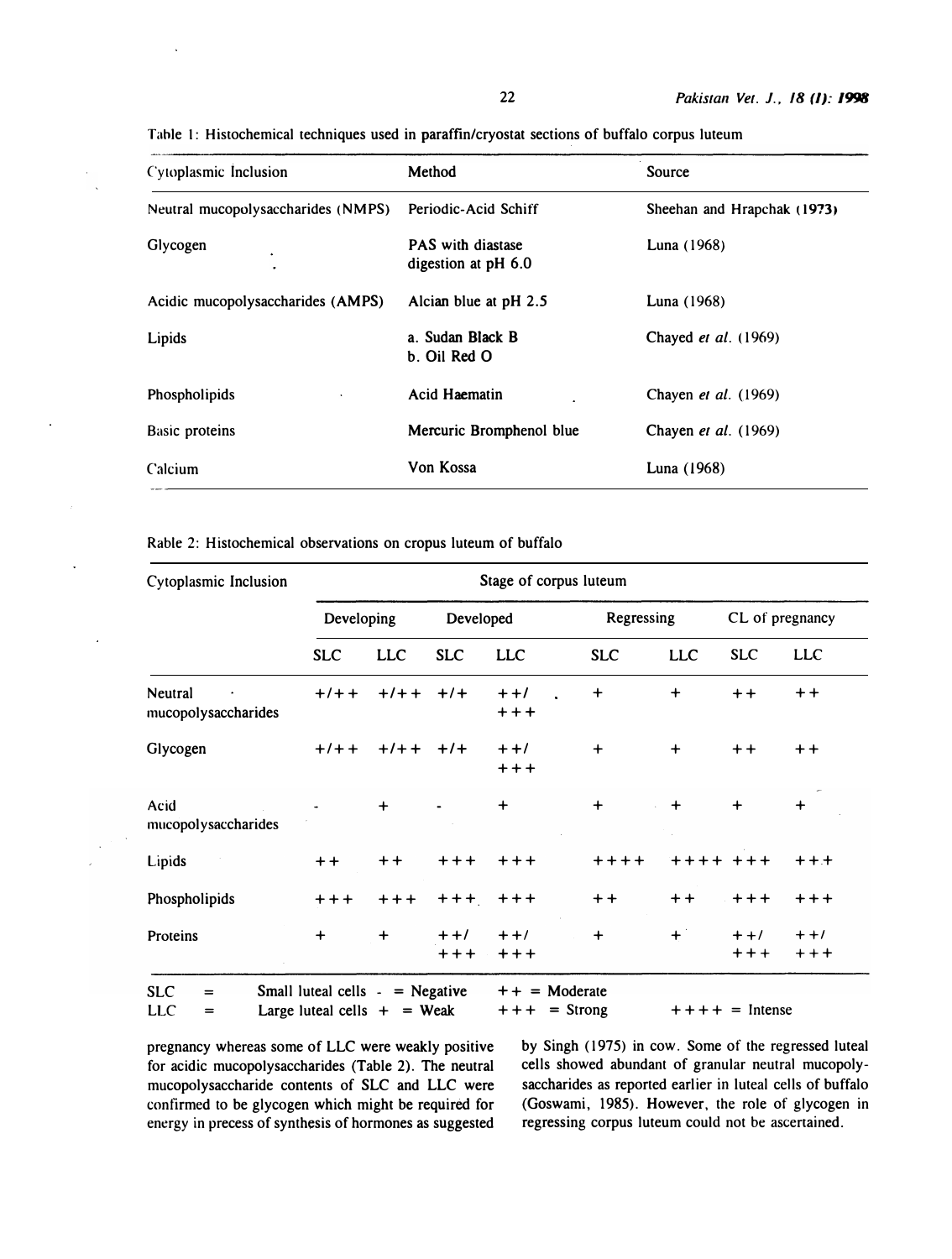Table 1: Histochemical techniques used in paraffin/cryostat sections of buffalo corpus luteum

| Cytoplasmic Inclusion | Method | Source |
|---|---|---|
| Neutral mucopolysaccharides (NMPS) | Periodic-Acid Schiff | Sheehan and Hrapchak (1973) |
| Glycogen | PAS with diastase digestion at pH 6.0 | Luna (1968) |
| Acidic mucopolysaccharides (AMPS) | Alcian blue at pH 2.5 | Luna (1968) |
| Lipids | a. Sudan Black B<br>b. Oil Red O | Chayed *et al.* (1969) |
| Phospholipids | Acid Haematin | Chayen *et al.* (1969) |
| Basic proteins | Mercuric Bromphenol blue | Chayen *et al.* (1969) |
| Calcium | Von Kossa | Luna (1968) |

Rable 2: Histochemical observations on cropus luteum of buffalo

| Cytoplasmic Inclusion | Stage of corpus luteum | | | | | | | |
|---|---|---|---|---|---|---|---|---|
| | Developing | | Developed | | Regressing | | CL of pregnancy | |
| | SLC | LLC | SLC | LLC | SLC | LLC | SLC | LLC |
| Neutral mucopolysaccharides | +/++ | +/++ | +/+ | ++/+++ | + | + | ++ | ++ |
| Glycogen | +/++ | +/++ | +/+ | ++/+++ | + | + | ++ | ++ |
| Acid mucopolysaccharides | - | + | - | + | + | + | + | + |
| Lipids | ++ | ++ | +++ | +++ | ++++ | ++++ | +++ | +++ |
| Phospholipids | +++ | +++ | +++ | +++ | ++ | ++ | +++ | +++ |
| Proteins | + | + | ++/+++ | ++/+++ | + | + | ++/+++ | ++/+++ |

SLC = Small luteal cells; LLC = Large luteal cells; - = Negative; + = Weak; ++ = Moderate; +++ = Strong; ++++ = Intense

pregnancy whereas some of LLC were weakly positive for acidic mucopolysaccharides (Table 2). The neutral mucopolysaccharide contents of SLC and LLC were confirmed to be glycogen which might be required for energy in precess of synthesis of hormones as suggested by Singh (1975) in cow. Some of the regressed luteal cells showed abundant of granular neutral mucopolysaccharides as reported earlier in luteal cells of buffalo (Goswami, 1985). However, the role of glycogen in regressing corpus luteum could not be ascertained.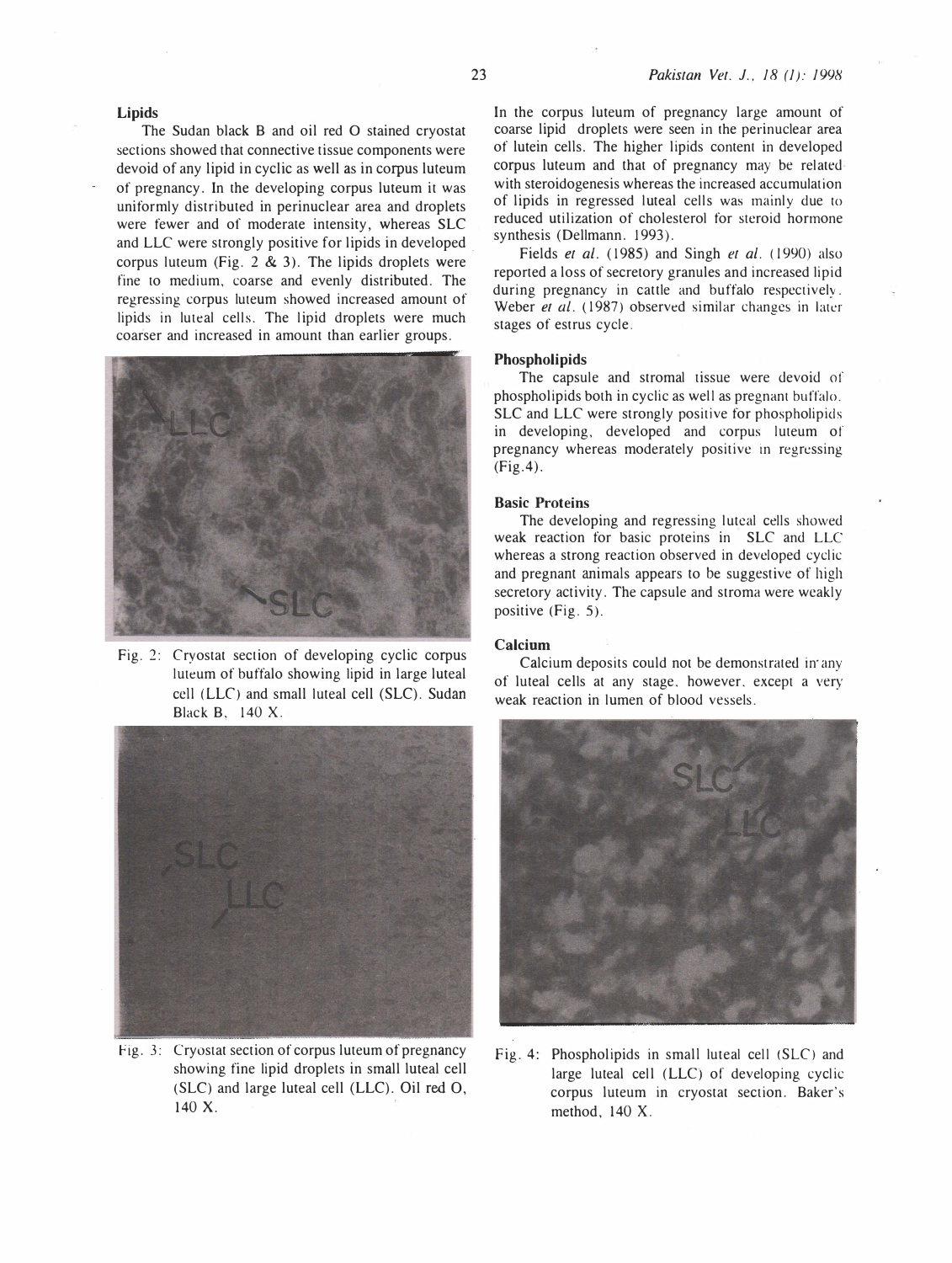### Lipids

The Sudan black B and oil red O stained cryostat sections showed that connective tissue components were devoid of any lipid in cyclic as well as in corpus luteum of pregnancy. In the developing corpus luteum it was uniformly distributed in perinuclear area and droplets were fewer and of moderate intensity, whereas SLC and LLC were strongly positive for lipids in developed corpus luteum (Fig. 2 & 3). The lipids droplets were fine to medium, coarse and evenly distributed. The regressing corpus luteum showed increased amount of lipids in luteal cells. The lipid droplets were much coarser and increased in amount than earlier groups.

Fig. 2: Cryostat section of developing cyclic corpus luteum of buffalo showing lipid in large luteal cell (LLC) and small luteal cell (SLC). Sudan Black B, 140 X.

Fig. 3: Cryostat section of corpus luteum of pregnancy showing fine lipid droplets in small luteal cell (SLC) and large luteal cell (LLC). Oil red O, 140 X.

In the corpus luteum of pregnancy large amount of coarse lipid droplets were seen in the perinuclear area of lutein cells. The higher lipids content in developed corpus luteum and that of pregnancy may be related with steroidogenesis whereas the increased accumulation of lipids in regressed luteal cells was mainly due to reduced utilization of cholesterol for steroid hormone synthesis (Dellmann. 1993).

Fields *et al.* (1985) and Singh *et al.* (1990) also reported a loss of secretory granules and increased lipid during pregnancy in cattle and buffalo respectively. Weber *et al.* (1987) observed similar changes in later stages of estrus cycle.

### Phospholipids

The capsule and stromal tissue were devoid of phospholipids both in cyclic as well as pregnant buffalo. SLC and LLC were strongly positive for phospholipids in developing, developed and corpus luteum of pregnancy whereas moderately positive in regressing (Fig.4).

### Basic Proteins

The developing and regressing luteal cells showed weak reaction for basic proteins in SLC and LLC whereas a strong reaction observed in developed cyclic and pregnant animals appears to be suggestive of high secretory activity. The capsule and stroma were weakly positive (Fig. 5).

### Calcium

Calcium deposits could not be demonstrated in any of luteal cells at any stage, however, except a very weak reaction in lumen of blood vessels.

Fig. 4: Phospholipids in small luteal cell (SLC) and large luteal cell (LLC) of developing cyclic corpus luteum in cryostat section. Baker's method, 140 X.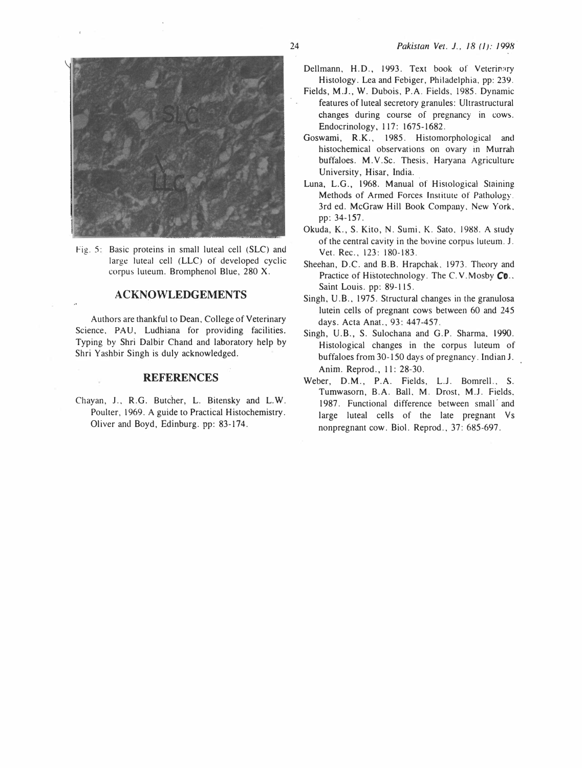Fig. 5: Basic proteins in small luteal cell (SLC) and large luteal cell (LLC) of developed cyclic corpus luteum. Bromphenol Blue, 280 X.

## ACKNOWLEDGEMENTS

Authors are thankful to Dean, College of Veterinary Science, PAU, Ludhiana for providing facilities. Typing by Shri Dalbir Chand and laboratory help by Shri Yashbir Singh is duly acknowledged.

## REFERENCES

Chayan, J., R.G. Butcher, L. Bitensky and L.W. Poulter, 1969. A guide to Practical Histochemistry. Oliver and Boyd, Edinburg. pp: 83-174.

Dellmann, H.D., 1993. Text book of Veterinary Histology. Lea and Febiger, Philadelphia, pp: 239.

Fields, M.J., W. Dubois, P.A. Fields, 1985. Dynamic features of luteal secretory granules: Ultrastructural changes during course of pregnancy in cows. Endocrinology, 117: 1675-1682.

Goswami, R.K., 1985. Histomorphological and histochemical observations on ovary in Murrah buffaloes. M.V.Sc. Thesis, Haryana Agriculture University, Hisar, India.

Luna, L.G., 1968. Manual of Histological Staining Methods of Armed Forces Institute of Pathology. 3rd ed. McGraw Hill Book Company, New York, pp: 34-157.

Okuda, K., S. Kito, N. Sumi, K. Sato, 1988. A study of the central cavity in the bovine corpus luteum. J. Vet. Rec., 123: 180-183.

Sheehan, D.C. and B.B. Hrapchak, 1973. Theory and Practice of Histotechnology. The C.V.Mosby Co., Saint Louis. pp: 89-115.

Singh, U.B., 1975. Structural changes in the granulosa lutein cells of pregnant cows between 60 and 245 days. Acta Anat., 93: 447-457.

Singh, U.B., S. Sulochana and G.P. Sharma, 1990. Histological changes in the corpus luteum of buffaloes from 30-150 days of pregnancy. Indian J. Anim. Reprod., 11: 28-30.

Weber, D.M., P.A. Fields, L.J. Bomrell., S. Tumwasorn, B.A. Ball, M. Drost, M.J. Fields, 1987. Functional difference between small and large luteal cells of the late pregnant Vs nonpregnant cow. Biol. Reprod., 37: 685-697.